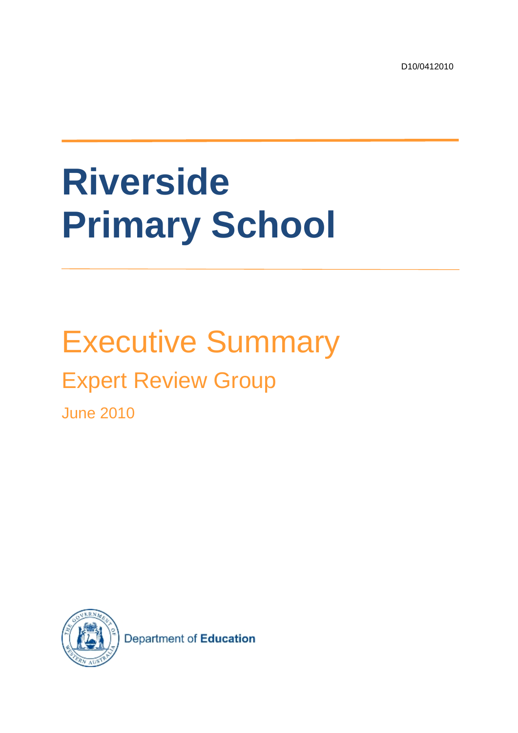D10/0412010

# Riverside Primary School

## Executive Summary

### Expert Review Group

June 2010

Department of **Education**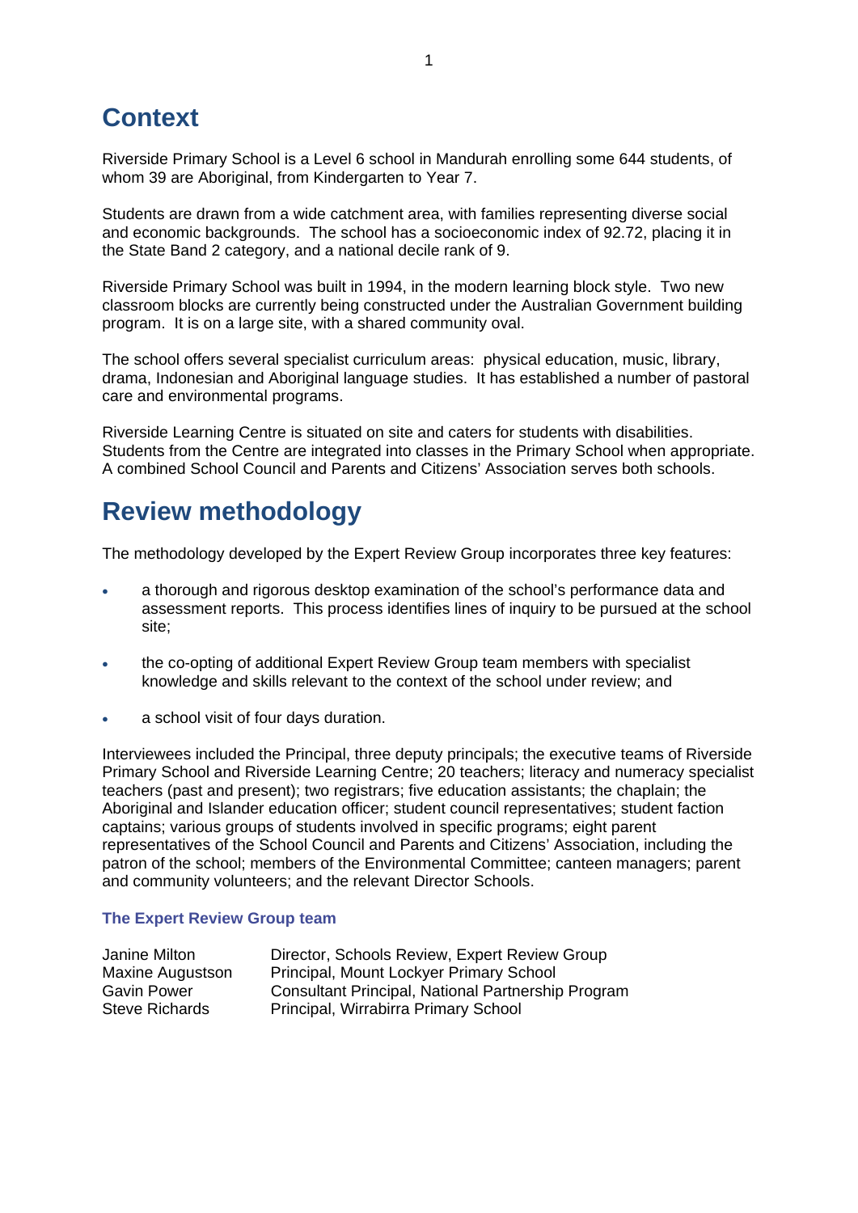## Context

Riverside Primary School is a Level 6 school in Mandurah enrolling some 644 students, of whom 39 are Aboriginal, from Kindergarten to Year 7.

Students are drawn from a wide catchment area, with families representing diverse social and economic backgrounds. The school has a socioeconomic index of 92.72, placing it in the State Band 2 category, and a national decile rank of 9.

Riverside Primary School was built in 1994, in the modern learning block style. Two new classroom blocks are currently being constructed under the Australian Government building program. It is on a large site, with a shared community oval.

The school offers several specialist curriculum areas: physical education, music, library, drama, Indonesian and Aboriginal language studies. It has established a number of pastoral care and environmental programs.

Riverside Learning Centre is situated on site and caters for students with disabilities. Students from the Centre are integrated into classes in the Primary School when appropriate. A combined School Council and Parents and Citizens' Association serves both schools.

## Review methodology

The methodology developed by the Expert Review Group incorporates three key features:

- a thorough and rigorous desktop examination of the school's performance data and assessment reports. This process identifies lines of inquiry to be pursued at the school site;
- the co-opting of additional Expert Review Group team members with specialist knowledge and skills relevant to the context of the school under review; and
- a school visit of four days duration.

Interviewees included the Principal, three deputy principals; the executive teams of Riverside Primary School and Riverside Learning Centre; 20 teachers; literacy and numeracy specialist teachers (past and present); two registrars; five education assistants; the chaplain; the Aboriginal and Islander education officer; student council representatives; student faction captains; various groups of students involved in specific programs; eight parent representatives of the School Council and Parents and Citizens' Association, including the patron of the school; members of the Environmental Committee; canteen managers; parent and community volunteers; and the relevant Director Schools.

### The Expert Review Group team

| | |
|---|---|
| Janine Milton | Director, Schools Review, Expert Review Group |
| Maxine Augustson | Principal, Mount Lockyer Primary School |
| Gavin Power | Consultant Principal, National Partnership Program |
| Steve Richards | Principal, Wirrabirra Primary School |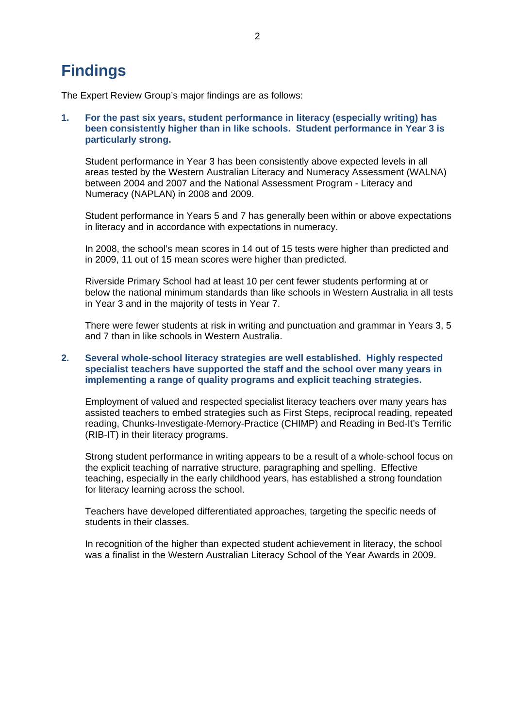# Findings

The Expert Review Group's major findings are as follows:

1. **For the past six years, student performance in literacy (especially writing) has been consistently higher than in like schools. Student performance in Year 3 is particularly strong.**

   Student performance in Year 3 has been consistently above expected levels in all areas tested by the Western Australian Literacy and Numeracy Assessment (WALNA) between 2004 and 2007 and the National Assessment Program - Literacy and Numeracy (NAPLAN) in 2008 and 2009.

   Student performance in Years 5 and 7 has generally been within or above expectations in literacy and in accordance with expectations in numeracy.

   In 2008, the school's mean scores in 14 out of 15 tests were higher than predicted and in 2009, 11 out of 15 mean scores were higher than predicted.

   Riverside Primary School had at least 10 per cent fewer students performing at or below the national minimum standards than like schools in Western Australia in all tests in Year 3 and in the majority of tests in Year 7.

   There were fewer students at risk in writing and punctuation and grammar in Years 3, 5 and 7 than in like schools in Western Australia.

2. **Several whole-school literacy strategies are well established. Highly respected specialist teachers have supported the staff and the school over many years in implementing a range of quality programs and explicit teaching strategies.**

   Employment of valued and respected specialist literacy teachers over many years has assisted teachers to embed strategies such as First Steps, reciprocal reading, repeated reading, Chunks-Investigate-Memory-Practice (CHIMP) and Reading in Bed-It's Terrific (RIB-IT) in their literacy programs.

   Strong student performance in writing appears to be a result of a whole-school focus on the explicit teaching of narrative structure, paragraphing and spelling. Effective teaching, especially in the early childhood years, has established a strong foundation for literacy learning across the school.

   Teachers have developed differentiated approaches, targeting the specific needs of students in their classes.

   In recognition of the higher than expected student achievement in literacy, the school was a finalist in the Western Australian Literacy School of the Year Awards in 2009.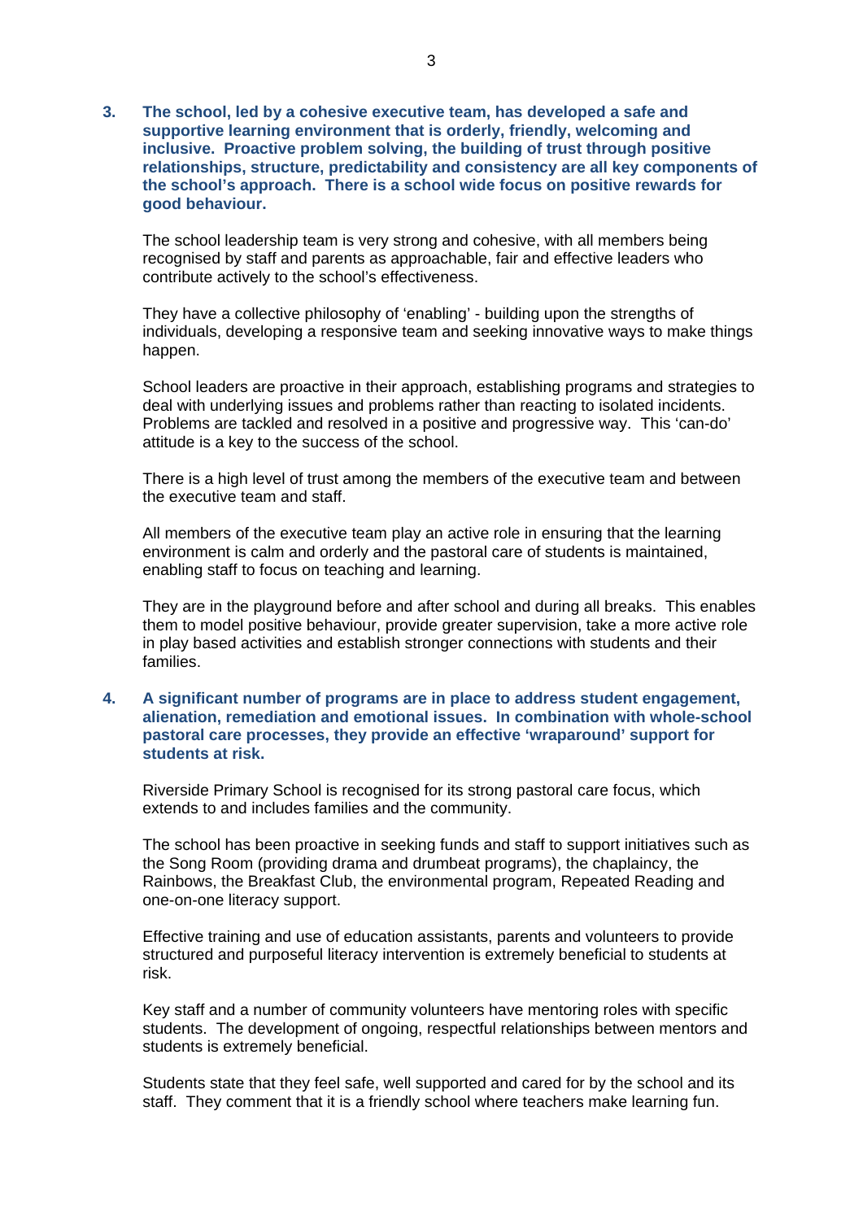**3. The school, led by a cohesive executive team, has developed a safe and supportive learning environment that is orderly, friendly, welcoming and inclusive. Proactive problem solving, the building of trust through positive relationships, structure, predictability and consistency are all key components of the school's approach. There is a school wide focus on positive rewards for good behaviour.**

The school leadership team is very strong and cohesive, with all members being recognised by staff and parents as approachable, fair and effective leaders who contribute actively to the school's effectiveness.

They have a collective philosophy of 'enabling' - building upon the strengths of individuals, developing a responsive team and seeking innovative ways to make things happen.

School leaders are proactive in their approach, establishing programs and strategies to deal with underlying issues and problems rather than reacting to isolated incidents. Problems are tackled and resolved in a positive and progressive way. This 'can-do' attitude is a key to the success of the school.

There is a high level of trust among the members of the executive team and between the executive team and staff.

All members of the executive team play an active role in ensuring that the learning environment is calm and orderly and the pastoral care of students is maintained, enabling staff to focus on teaching and learning.

They are in the playground before and after school and during all breaks. This enables them to model positive behaviour, provide greater supervision, take a more active role in play based activities and establish stronger connections with students and their families.

**4. A significant number of programs are in place to address student engagement, alienation, remediation and emotional issues. In combination with whole-school pastoral care processes, they provide an effective 'wraparound' support for students at risk.**

Riverside Primary School is recognised for its strong pastoral care focus, which extends to and includes families and the community.

The school has been proactive in seeking funds and staff to support initiatives such as the Song Room (providing drama and drumbeat programs), the chaplaincy, the Rainbows, the Breakfast Club, the environmental program, Repeated Reading and one-on-one literacy support.

Effective training and use of education assistants, parents and volunteers to provide structured and purposeful literacy intervention is extremely beneficial to students at risk.

Key staff and a number of community volunteers have mentoring roles with specific students. The development of ongoing, respectful relationships between mentors and students is extremely beneficial.

Students state that they feel safe, well supported and cared for by the school and its staff. They comment that it is a friendly school where teachers make learning fun.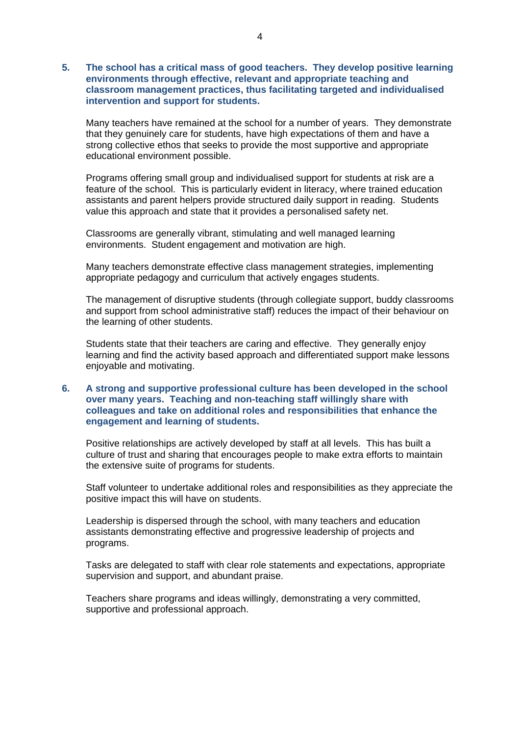**5. The school has a critical mass of good teachers. They develop positive learning environments through effective, relevant and appropriate teaching and classroom management practices, thus facilitating targeted and individualised intervention and support for students.**

Many teachers have remained at the school for a number of years. They demonstrate that they genuinely care for students, have high expectations of them and have a strong collective ethos that seeks to provide the most supportive and appropriate educational environment possible.

Programs offering small group and individualised support for students at risk are a feature of the school. This is particularly evident in literacy, where trained education assistants and parent helpers provide structured daily support in reading. Students value this approach and state that it provides a personalised safety net.

Classrooms are generally vibrant, stimulating and well managed learning environments. Student engagement and motivation are high.

Many teachers demonstrate effective class management strategies, implementing appropriate pedagogy and curriculum that actively engages students.

The management of disruptive students (through collegiate support, buddy classrooms and support from school administrative staff) reduces the impact of their behaviour on the learning of other students.

Students state that their teachers are caring and effective. They generally enjoy learning and find the activity based approach and differentiated support make lessons enjoyable and motivating.

**6. A strong and supportive professional culture has been developed in the school over many years. Teaching and non-teaching staff willingly share with colleagues and take on additional roles and responsibilities that enhance the engagement and learning of students.**

Positive relationships are actively developed by staff at all levels. This has built a culture of trust and sharing that encourages people to make extra efforts to maintain the extensive suite of programs for students.

Staff volunteer to undertake additional roles and responsibilities as they appreciate the positive impact this will have on students.

Leadership is dispersed through the school, with many teachers and education assistants demonstrating effective and progressive leadership of projects and programs.

Tasks are delegated to staff with clear role statements and expectations, appropriate supervision and support, and abundant praise.

Teachers share programs and ideas willingly, demonstrating a very committed, supportive and professional approach.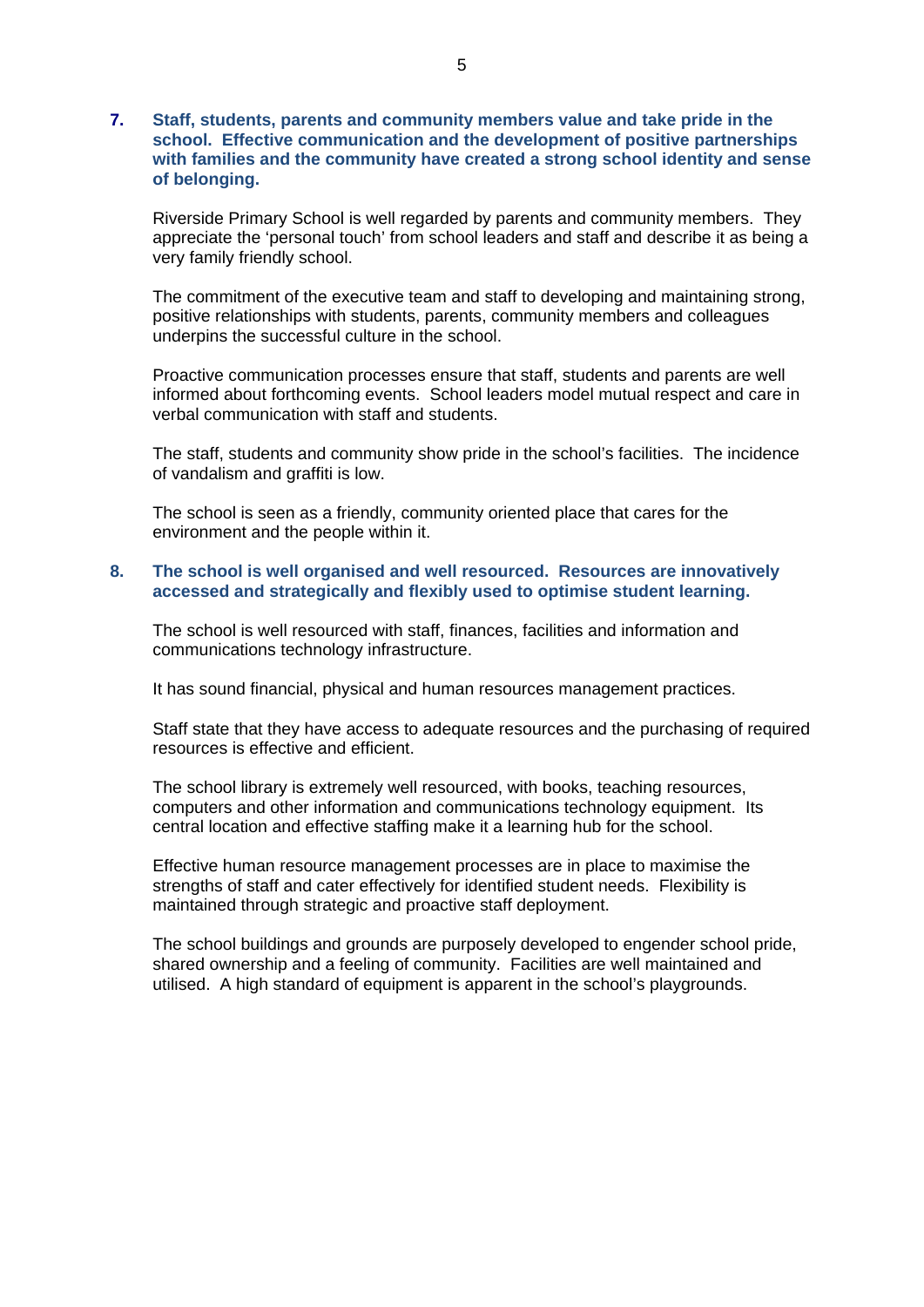**7. Staff, students, parents and community members value and take pride in the school. Effective communication and the development of positive partnerships with families and the community have created a strong school identity and sense of belonging.**

Riverside Primary School is well regarded by parents and community members. They appreciate the 'personal touch' from school leaders and staff and describe it as being a very family friendly school.

The commitment of the executive team and staff to developing and maintaining strong, positive relationships with students, parents, community members and colleagues underpins the successful culture in the school.

Proactive communication processes ensure that staff, students and parents are well informed about forthcoming events. School leaders model mutual respect and care in verbal communication with staff and students.

The staff, students and community show pride in the school's facilities. The incidence of vandalism and graffiti is low.

The school is seen as a friendly, community oriented place that cares for the environment and the people within it.

**8. The school is well organised and well resourced. Resources are innovatively accessed and strategically and flexibly used to optimise student learning.**

The school is well resourced with staff, finances, facilities and information and communications technology infrastructure.

It has sound financial, physical and human resources management practices.

Staff state that they have access to adequate resources and the purchasing of required resources is effective and efficient.

The school library is extremely well resourced, with books, teaching resources, computers and other information and communications technology equipment. Its central location and effective staffing make it a learning hub for the school.

Effective human resource management processes are in place to maximise the strengths of staff and cater effectively for identified student needs. Flexibility is maintained through strategic and proactive staff deployment.

The school buildings and grounds are purposely developed to engender school pride, shared ownership and a feeling of community. Facilities are well maintained and utilised. A high standard of equipment is apparent in the school's playgrounds.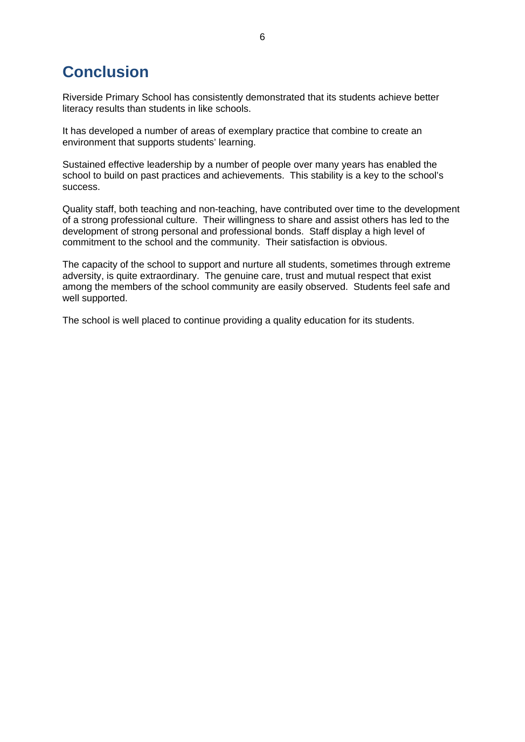## Conclusion

Riverside Primary School has consistently demonstrated that its students achieve better literacy results than students in like schools.

It has developed a number of areas of exemplary practice that combine to create an environment that supports students' learning.

Sustained effective leadership by a number of people over many years has enabled the school to build on past practices and achievements. This stability is a key to the school's success.

Quality staff, both teaching and non-teaching, have contributed over time to the development of a strong professional culture. Their willingness to share and assist others has led to the development of strong personal and professional bonds. Staff display a high level of commitment to the school and the community. Their satisfaction is obvious.

The capacity of the school to support and nurture all students, sometimes through extreme adversity, is quite extraordinary. The genuine care, trust and mutual respect that exist among the members of the school community are easily observed. Students feel safe and well supported.

The school is well placed to continue providing a quality education for its students.